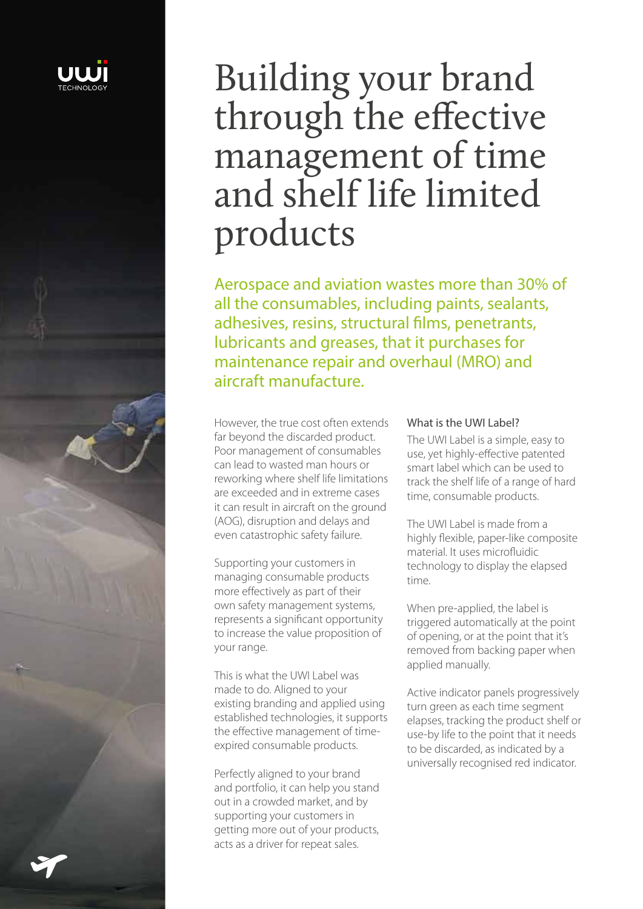# Building your brand through the effective management of time and shelf life limited products

## Aerospace and aviation wastes more than 30% of all the consumables, including paints, sealants, adhesives, resins, structural films, penetrants, lubricants and greases, that it purchases for maintenance repair and overhaul (MRO) and aircraft manufacture.

However, the true cost often extends far beyond the discarded product. Poor management of consumables can lead to wasted man hours or reworking where shelf life limitations are exceeded and in extreme cases it can result in aircraft on the ground (AOG), disruption and delays and even catastrophic safety failure.

Supporting your customers in managing consumable products more effectively as part of their own safety management systems, represents a significant opportunity to increase the value proposition of your range.

This is what the UWI Label was made to do. Aligned to your existing branding and applied using established technologies, it supports the effective management of time-expired consumable products.

Perfectly aligned to your brand and portfolio, it can help you stand out in a crowded market, and by supporting your customers in getting more out of your products, acts as a driver for repeat sales.

### What is the UWI Label?

The UWI Label is a simple, easy to use, yet highly-effective patented smart label which can be used to track the shelf life of a range of hard time, consumable products.

The UWI Label is made from a highly flexible, paper-like composite material. It uses microfluidic technology to display the elapsed time.

When pre-applied, the label is triggered automatically at the point of opening, or at the point that it's removed from backing paper when applied manually.

Active indicator panels progressively turn green as each time segment elapses, tracking the product shelf or use-by life to the point that it needs to be discarded, as indicated by a universally recognised red indicator.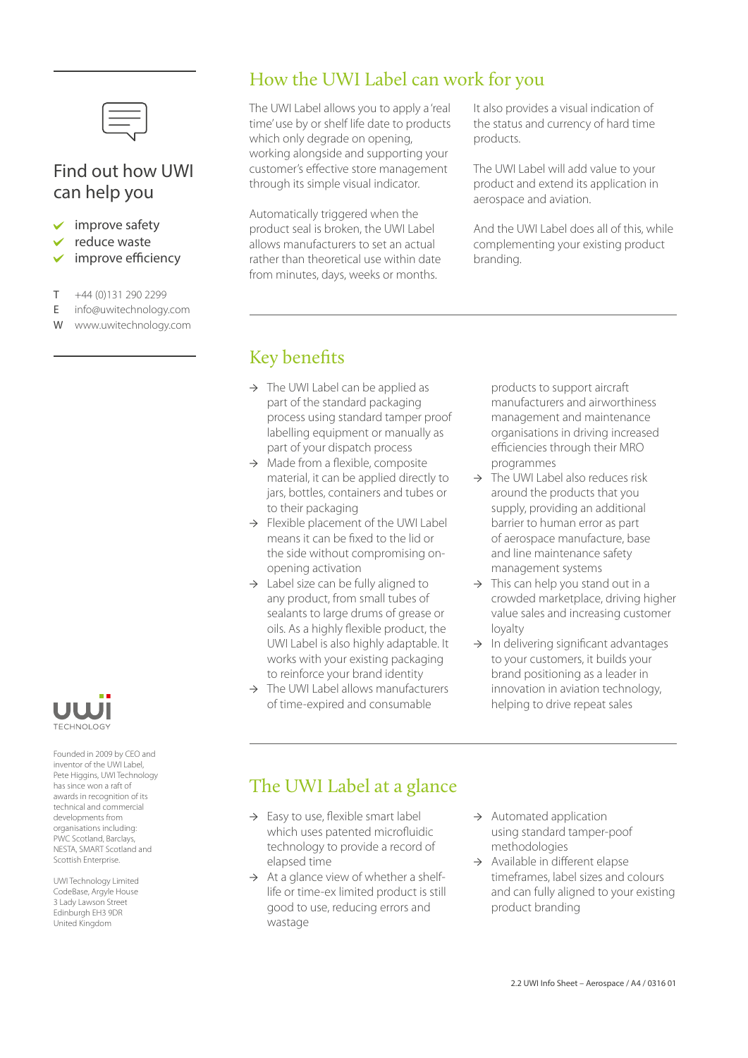## Find out how UWI can help you

- ✔ improve safety
- ✔ reduce waste
- ✔ improve efficiency

T +44 (0)131 290 2299
E info@uwitechnology.com
W www.uwitechnology.com

## How the UWI Label can work for you

The UWI Label allows you to apply a 'real time' use by or shelf life date to products which only degrade on opening, working alongside and supporting your customer's effective store management through its simple visual indicator.

Automatically triggered when the product seal is broken, the UWI Label allows manufacturers to set an actual rather than theoretical use within date from minutes, days, weeks or months.

It also provides a visual indication of the status and currency of hard time products.

The UWI Label will add value to your product and extend its application in aerospace and aviation.

And the UWI Label does all of this, while complementing your existing product branding.

## Key benefits

- → The UWI Label can be applied as part of the standard packaging process using standard tamper proof labelling equipment or manually as part of your dispatch process
- → Made from a flexible, composite material, it can be applied directly to jars, bottles, containers and tubes or to their packaging
- → Flexible placement of the UWI Label means it can be fixed to the lid or the side without compromising on-opening activation
- → Label size can be fully aligned to any product, from small tubes of sealants to large drums of grease or oils. As a highly flexible product, the UWI Label is also highly adaptable. It works with your existing packaging to reinforce your brand identity
- → The UWI Label allows manufacturers of time-expired and consumable products to support aircraft manufacturers and airworthiness management and maintenance organisations in driving increased efficiencies through their MRO programmes
- → The UWI Label also reduces risk around the products that you supply, providing an additional barrier to human error as part of aerospace manufacture, base and line maintenance safety management systems
- → This can help you stand out in a crowded marketplace, driving higher value sales and increasing customer loyalty
- → In delivering significant advantages to your customers, it builds your brand positioning as a leader in innovation in aviation technology, helping to drive repeat sales

## The UWI Label at a glance

- → Easy to use, flexible smart label which uses patented microfluidic technology to provide a record of elapsed time
- → At a glance view of whether a shelf-life or time-ex limited product is still good to use, reducing errors and wastage
- → Automated application using standard tamper-poof methodologies
- → Available in different elapse timeframes, label sizes and colours and can fully aligned to your existing product branding

UWI TECHNOLOGY

Founded in 2009 by CEO and inventor of the UWI Label, Pete Higgins, UWI Technology has since won a raft of awards in recognition of its technical and commercial developments from organisations including: PWC Scotland, Barclays, NESTA, SMART Scotland and Scottish Enterprise.

UWI Technology Limited
CodeBase, Argyle House
3 Lady Lawson Street
Edinburgh EH3 9DR
United Kingdom

2.2 UWI Info Sheet – Aerospace / A4 / 0316 01